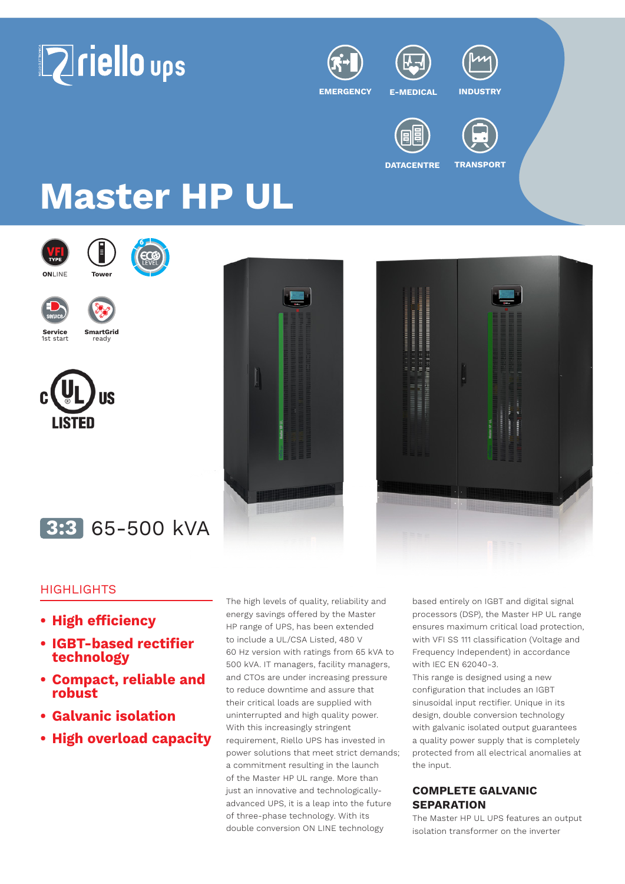riello ups

EMERGENCY E-MEDICAL INDUSTRY DATACENTRE TRANSPORT

# Master HP UL

ONLINE Tower

Service 1st start

SmartGrid ready

cUL US LISTED

3:3 65-500 kVA

## HIGHLIGHTS

- **High efficiency**
- **IGBT-based rectifier technology**
- **Compact, reliable and robust**
- **Galvanic isolation**
- **High overload capacity**

The high levels of quality, reliability and energy savings offered by the Master HP range of UPS, has been extended to include a UL/CSA Listed, 480 V 60 Hz version with ratings from 65 kVA to 500 kVA. IT managers, facility managers, and CTOs are under increasing pressure to reduce downtime and assure that their critical loads are supplied with uninterrupted and high quality power. With this increasingly stringent requirement, Riello UPS has invested in power solutions that meet strict demands; a commitment resulting in the launch of the Master HP UL range. More than just an innovative and technologically-advanced UPS, it is a leap into the future of three-phase technology. With its double conversion ON LINE technology based entirely on IGBT and digital signal processors (DSP), the Master HP UL range ensures maximum critical load protection, with VFI SS 111 classification (Voltage and Frequency Independent) in accordance with IEC EN 62040-3.

This range is designed using a new configuration that includes an IGBT sinusoidal input rectifier. Unique in its design, double conversion technology with galvanic isolated output guarantees a quality power supply that is completely protected from all electrical anomalies at the input.

### COMPLETE GALVANIC SEPARATION

The Master HP UL UPS features an output isolation transformer on the inverter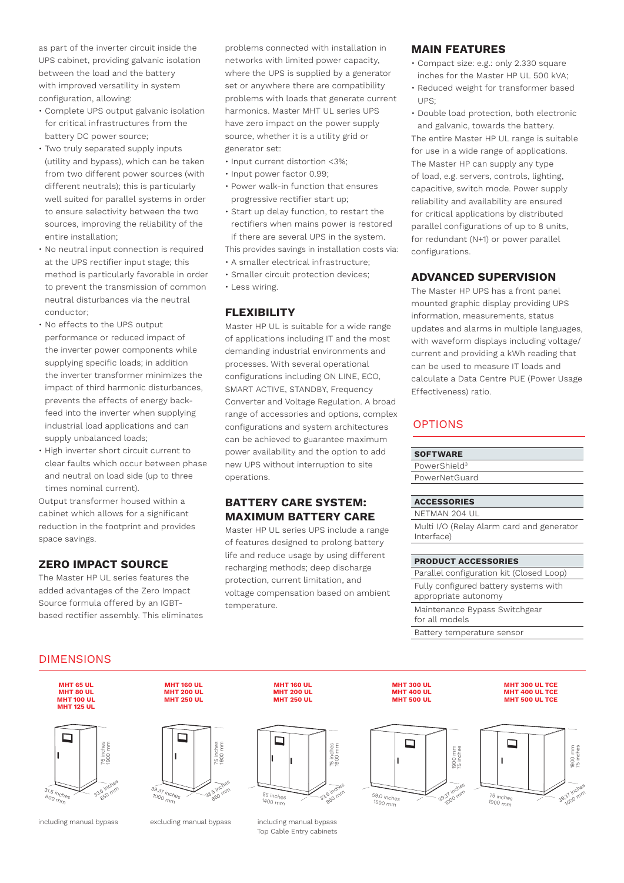as part of the inverter circuit inside the UPS cabinet, providing galvanic isolation between the load and the battery with improved versatility in system configuration, allowing:

- Complete UPS output galvanic isolation for critical infrastructures from the battery DC power source;
- Two truly separated supply inputs (utility and bypass), which can be taken from two different power sources (with different neutrals); this is particularly well suited for parallel systems in order to ensure selectivity between the two sources, improving the reliability of the entire installation;
- No neutral input connection is required at the UPS rectifier input stage; this method is particularly favorable in order to prevent the transmission of common neutral disturbances via the neutral conductor;
- No effects to the UPS output performance or reduced impact of the inverter power components while supplying specific loads; in addition the inverter transformer minimizes the impact of third harmonic disturbances, prevents the effects of energy back-feed into the inverter when supplying industrial load applications and can supply unbalanced loads;
- High inverter short circuit current to clear faults which occur between phase and neutral on load side (up to three times nominal current).

Output transformer housed within a cabinet which allows for a significant reduction in the footprint and provides space savings.

## ZERO IMPACT SOURCE

The Master HP UL series features the added advantages of the Zero Impact Source formula offered by an IGBT-based rectifier assembly. This eliminates problems connected with installation in networks with limited power capacity, where the UPS is supplied by a generator set or anywhere there are compatibility problems with loads that generate current harmonics. Master MHT UL series UPS have zero impact on the power supply source, whether it is a utility grid or generator set:

- Input current distortion <3%;
- Input power factor 0.99;
- Power walk-in function that ensures progressive rectifier start up;
- Start up delay function, to restart the rectifiers when mains power is restored if there are several UPS in the system.

This provides savings in installation costs via:

- A smaller electrical infrastructure;
- Smaller circuit protection devices;
- Less wiring.

## FLEXIBILITY

Master HP UL is suitable for a wide range of applications including IT and the most demanding industrial environments and processes. With several operational configurations including ON LINE, ECO, SMART ACTIVE, STANDBY, Frequency Converter and Voltage Regulation. A broad range of accessories and options, complex configurations and system architectures can be achieved to guarantee maximum power availability and the option to add new UPS without interruption to site operations.

## BATTERY CARE SYSTEM: MAXIMUM BATTERY CARE

Master HP UL series UPS include a range of features designed to prolong battery life and reduce usage by using different recharging methods; deep discharge protection, current limitation, and voltage compensation based on ambient temperature.

## MAIN FEATURES

- Compact size: e.g.: only 2.330 square inches for the Master HP UL 500 kVA;
- Reduced weight for transformer based UPS;
- Double load protection, both electronic and galvanic, towards the battery.

The entire Master HP UL range is suitable for use in a wide range of applications. The Master HP can supply any type of load, e.g. servers, controls, lighting, capacitive, switch mode. Power supply reliability and availability are ensured for critical applications by distributed parallel configurations of up to 8 units, for redundant (N+1) or power parallel configurations.

## ADVANCED SUPERVISION

The Master HP UPS has a front panel mounted graphic display providing UPS information, measurements, status updates and alarms in multiple languages, with waveform displays including voltage/ current and providing a kWh reading that can be used to measure IT loads and calculate a Data Centre PUE (Power Usage Effectiveness) ratio.

## OPTIONS

| SOFTWARE |
|---|
| PowerShield[3] |
| PowerNetGuard |

| ACCESSORIES |
|---|
| NETMAN 204 UL |
| Multi I/O (Relay Alarm card and generator Interface) |

| PRODUCT ACCESSORIES |
|---|
| Parallel configuration kit (Closed Loop) |
| Fully configured battery systems with appropriate autonomy |
| Maintenance Bypass Switchgear for all models |
| Battery temperature sensor |

## DIMENSIONS

**MHT 65 UL, MHT 80 UL, MHT 100 UL, MHT 125 UL**
75 inches / 1900 mm; 31.5 inches / 800 mm; 33.5 inches / 850 mm
including manual bypass

**MHT 160 UL, MHT 200 UL, MHT 250 UL**
75 inches / 1900 mm; 39.37 inches / 1000 mm; 33.5 inches / 850 mm
excluding manual bypass

**MHT 160 UL, MHT 200 UL, MHT 250 UL**
75 inches / 1900 mm; 55 inches / 1400 mm; 33.5 inches / 850 mm
including manual bypass
Top Cable Entry cabinets

**MHT 300 UL, MHT 400 UL, MHT 500 UL**
1900 mm / 75 inches; 59.0 inches / 1500 mm; 39.37 inches / 1000 mm

**MHT 300 UL TCE, MHT 400 UL TCE, MHT 500 UL TCE**
1900 mm / 75 inches; 75 inches / 1900 mm; 39.37 inches / 1000 mm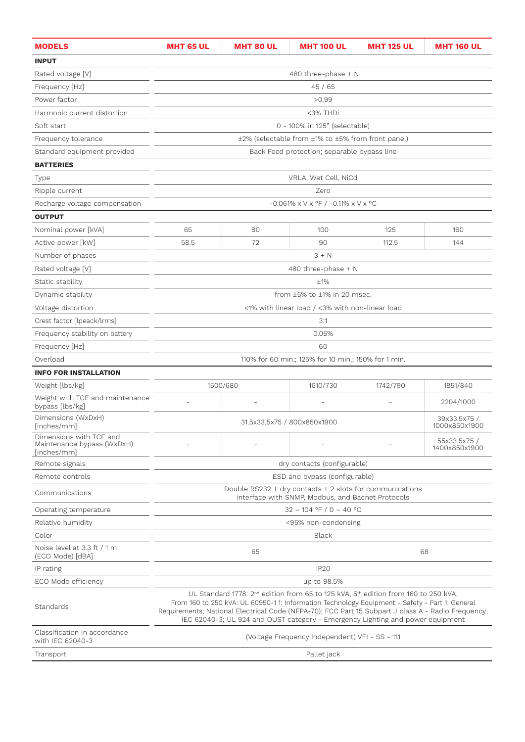| MODELS | MHT 65 UL | MHT 80 UL | MHT 100 UL | MHT 125 UL | MHT 160 UL |
|---|---|---|---|---|---|
| **INPUT** | | | | | |
| Rated voltage [V] | 480 three-phase + N | | | | |
| Frequency [Hz] | 45 / 65 | | | | |
| Power factor | >0.99 | | | | |
| Harmonic current distortion | <3% THDi | | | | |
| Soft start | 0 - 100% in 125" (selectable) | | | | |
| Frequency tolerance | ±2% (selectable from ±1% to ±5% from front panel) | | | | |
| Standard equipment provided | Back Feed protection; separable bypass line | | | | |
| **BATTERIES** | | | | | |
| Type | VRLA, Wet Cell, NiCd | | | | |
| Ripple current | Zero | | | | |
| Recharge voltage compensation | -0.061% x V x °F / -0.11% x V x °C | | | | |
| **OUTPUT** | | | | | |
| Nominal power [kVA] | 65 | 80 | 100 | 125 | 160 |
| Active power [kW] | 58.5 | 72 | 90 | 112.5 | 144 |
| Number of phases | 3 + N | | | | |
| Rated voltage [V] | 480 three-phase + N | | | | |
| Static stability | ±1% | | | | |
| Dynamic stability | from ±5% to ±1% in 20 msec. | | | | |
| Voltage distortion | <1% with linear load / <3% with non-linear load | | | | |
| Crest factor [Ipeack/Irms] | 3:1 | | | | |
| Frequency stability on battery | 0.05% | | | | |
| Frequency [Hz] | 60 | | | | |
| Overload | 110% for 60 min.; 125% for 10 min.; 150% for 1 min. | | | | |
| **INFO FOR INSTALLATION** | | | | | |
| Weight [lbs/kg] | 1500/680 | | 1610/730 | 1742/790 | 1851/840 |
| Weight with TCE and maintenance bypass [lbs/kg] | - | - | - | - | 2204/1000 |
| Dimensions (WxDxH) [inches/mm] | 31.5x33.5x75 / 800x850x1900 | | | | 39x33.5x75 / 1000x850x1900 |
| Dimensions with TCE and Maintenance bypass (WxDxH) [inches/mm] | - | - | - | - | 55x33.5x75 / 1400x850x1900 |
| Remote signals | dry contacts (configurable) | | | | |
| Remote controls | ESD and bypass (configurable) | | | | |
| Communications | Double RS232 + dry contacts + 2 slots for communications interface with SNMP, Modbus, and Bacnet Protocols | | | | |
| Operating temperature | 32 – 104 °F / 0 – 40 °C | | | | |
| Relative humidity | <95% non-condensing | | | | |
| Color | Black | | | | |
| Noise level at 3.3 ft / 1 m (ECO Mode) [dBA] | 65 | | | 68 | |
| IP rating | IP20 | | | | |
| ECO Mode efficiency | up to 98.5% | | | | |
| Standards | UL Standard 1778: 2nd edition from 65 to 125 kVA, 5th edition from 160 to 250 kVA; From 160 to 250 kVA: UL 60950-1 1: Information Technology Equipment - Safety - Part 1: General Requirements; National Electrical Code (NFPA-70); FCC Part 15 Subpart J class A - Radio Frequency; IEC 62040-3; UL 924 and OUST category - Emergency Lighting and power equipment | | | | |
| Classification in accordance with IEC 62040-3 | (Voltage Frequency Independent) VFI - SS - 111 | | | | |
| Transport | Pallet jack | | | | |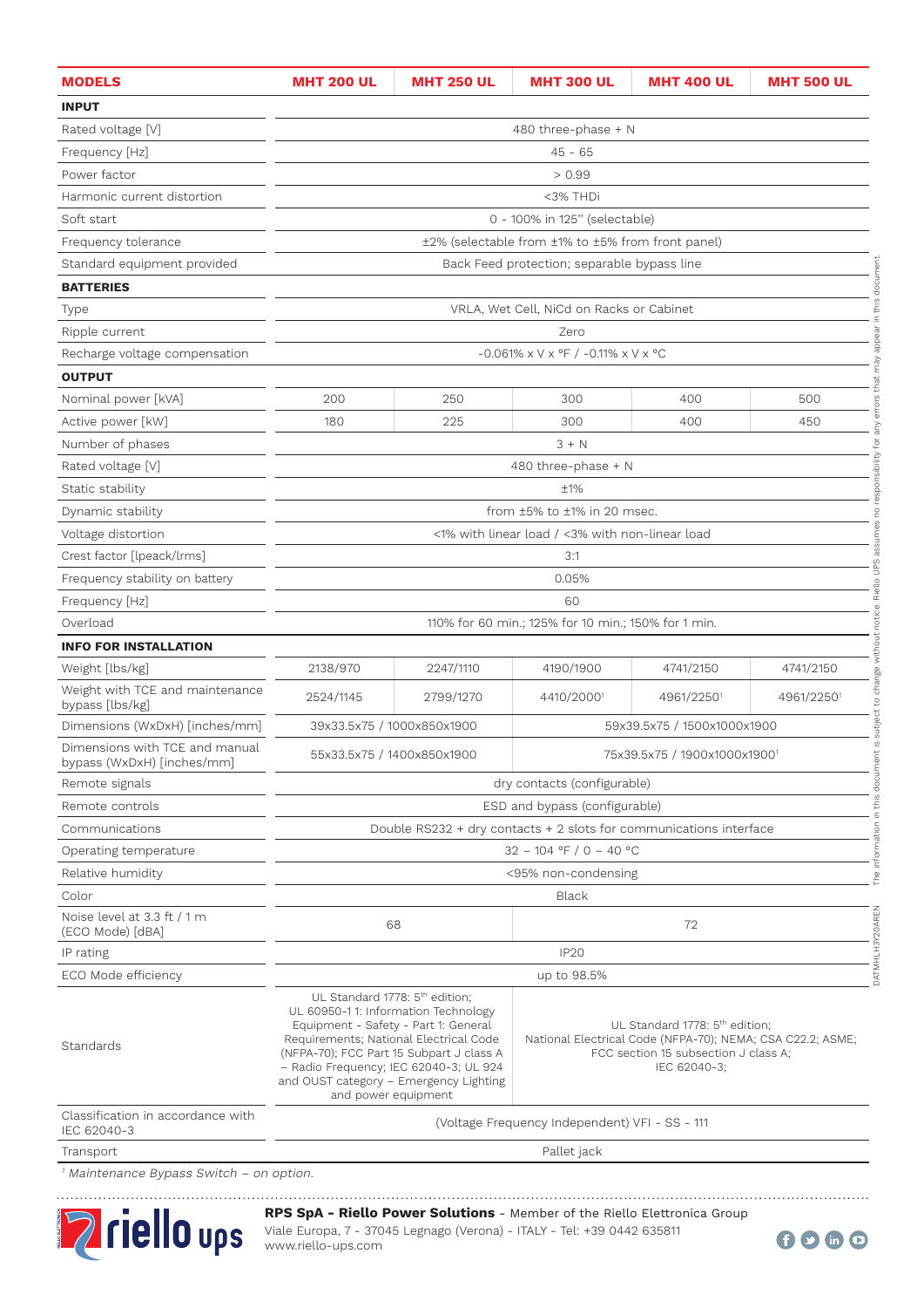| MODELS | MHT 200 UL | MHT 250 UL | MHT 300 UL | MHT 400 UL | MHT 500 UL |
|---|---|---|---|---|---|
| **INPUT** | | | | | |
| Rated voltage [V] | 480 three-phase + N | | | | |
| Frequency [Hz] | 45 - 65 | | | | |
| Power factor | > 0.99 | | | | |
| Harmonic current distortion | <3% THDi | | | | |
| Soft start | 0 - 100% in 125" (selectable) | | | | |
| Frequency tolerance | ±2% (selectable from ±1% to ±5% from front panel) | | | | |
| Standard equipment provided | Back Feed protection; separable bypass line | | | | |
| **BATTERIES** | | | | | |
| Type | VRLA, Wet Cell, NiCd on Racks or Cabinet | | | | |
| Ripple current | Zero | | | | |
| Recharge voltage compensation | -0.061% x V x °F / -0.11% x V x °C | | | | |
| **OUTPUT** | | | | | |
| Nominal power [kVA] | 200 | 250 | 300 | 400 | 500 |
| Active power [kW] | 180 | 225 | 300 | 400 | 450 |
| Number of phases | 3 + N | | | | |
| Rated voltage [V] | 480 three-phase + N | | | | |
| Static stability | ±1% | | | | |
| Dynamic stability | from ±5% to ±1% in 20 msec. | | | | |
| Voltage distortion | <1% with linear load / <3% with non-linear load | | | | |
| Crest factor [Ipeack/Irms] | 3:1 | | | | |
| Frequency stability on battery | 0.05% | | | | |
| Frequency [Hz] | 60 | | | | |
| Overload | 110% for 60 min.; 125% for 10 min.; 150% for 1 min. | | | | |
| **INFO FOR INSTALLATION** | | | | | |
| Weight [lbs/kg] | 2138/970 | 2247/1110 | 4190/1900 | 4741/2150 | 4741/2150 |
| Weight with TCE and maintenance bypass [lbs/kg] | 2524/1145 | 2799/1270 | 4410/2000[1] | 4961/2250[1] | 4961/2250[1] |
| Dimensions (WxDxH) [inches/mm] | 39x33.5x75 / 1000x850x1900 | | 59x39.5x75 / 1500x1000x1900 | | |
| Dimensions with TCE and manual bypass (WxDxH) [inches/mm] | 55x33.5x75 / 1400x850x1900 | | 75x39.5x75 / 1900x1000x1900[1] | | |
| Remote signals | dry contacts (configurable) | | | | |
| Remote controls | ESD and bypass (configurable) | | | | |
| Communications | Double RS232 + dry contacts + 2 slots for communications interface | | | | |
| Operating temperature | 32 – 104 °F / 0 – 40 °C | | | | |
| Relative humidity | <95% non-condensing | | | | |
| Color | Black | | | | |
| Noise level at 3.3 ft / 1 m (ECO Mode) [dBA] | 68 | | 72 | | |
| IP rating | IP20 | | | | |
| ECO Mode efficiency | up to 98.5% | | | | |
| Standards | UL Standard 1778: 5th edition; UL 60950-1 1: Information Technology Equipment - Safety - Part 1: General Requirements; National Electrical Code (NFPA-70); FCC Part 15 Subpart J class A – Radio Frequency; IEC 62040-3; UL 924 and OUST category – Emergency Lighting and power equipment | | UL Standard 1778: 5th edition; National Electrical Code (NFPA-70); NEMA; CSA C22.2; ASME; FCC section 15 subsection J class A; IEC 62040-3; | | |
| Classification in accordance with IEC 62040-3 | (Voltage Frequency Independent) VFI - SS - 111 | | | | |
| Transport | Pallet jack | | | | |

[1] *Maintenance Bypass Switch – on option.*

The information in this document is subject to change without notice. Riello UPS assumes no responsibility for any errors that may appear in this document.

DATMHLH3Y20AREN

**RPS SpA - Riello Power Solutions** - Member of the Riello Elettronica Group
Viale Europa, 7 - 37045 Legnago (Verona) - ITALY - Tel: +39 0442 635811
www.riello-ups.com